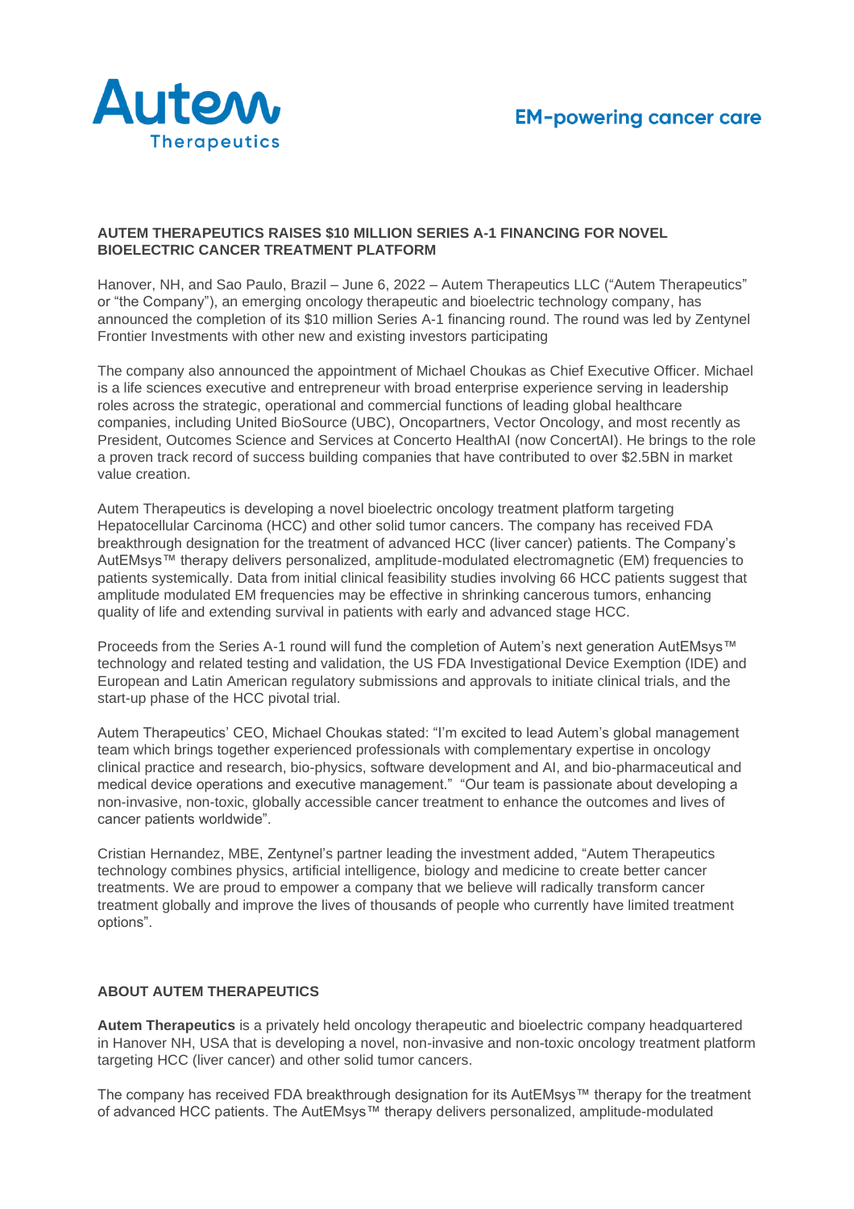Autem Therapeutics

EM-powering cancer care

**AUTEM THERAPEUTICS RAISES $10 MILLION SERIES A-1 FINANCING FOR NOVEL BIOELECTRIC CANCER TREATMENT PLATFORM**

Hanover, NH, and Sao Paulo, Brazil – June 6, 2022 – Autem Therapeutics LLC ("Autem Therapeutics" or "the Company"), an emerging oncology therapeutic and bioelectric technology company, has announced the completion of its $10 million Series A-1 financing round. The round was led by Zentynel Frontier Investments with other new and existing investors participating

The company also announced the appointment of Michael Choukas as Chief Executive Officer. Michael is a life sciences executive and entrepreneur with broad enterprise experience serving in leadership roles across the strategic, operational and commercial functions of leading global healthcare companies, including United BioSource (UBC), Oncopartners, Vector Oncology, and most recently as President, Outcomes Science and Services at Concerto HealthAI (now ConcertAI). He brings to the role a proven track record of success building companies that have contributed to over $2.5BN in market value creation.

Autem Therapeutics is developing a novel bioelectric oncology treatment platform targeting Hepatocellular Carcinoma (HCC) and other solid tumor cancers. The company has received FDA breakthrough designation for the treatment of advanced HCC (liver cancer) patients. The Company's AutEMsys™ therapy delivers personalized, amplitude-modulated electromagnetic (EM) frequencies to patients systemically. Data from initial clinical feasibility studies involving 66 HCC patients suggest that amplitude modulated EM frequencies may be effective in shrinking cancerous tumors, enhancing quality of life and extending survival in patients with early and advanced stage HCC.

Proceeds from the Series A-1 round will fund the completion of Autem's next generation AutEMsys™ technology and related testing and validation, the US FDA Investigational Device Exemption (IDE) and European and Latin American regulatory submissions and approvals to initiate clinical trials, and the start-up phase of the HCC pivotal trial.

Autem Therapeutics' CEO, Michael Choukas stated: "I'm excited to lead Autem's global management team which brings together experienced professionals with complementary expertise in oncology clinical practice and research, bio-physics, software development and AI, and bio-pharmaceutical and medical device operations and executive management." "Our team is passionate about developing a non-invasive, non-toxic, globally accessible cancer treatment to enhance the outcomes and lives of cancer patients worldwide".

Cristian Hernandez, MBE, Zentynel's partner leading the investment added, "Autem Therapeutics technology combines physics, artificial intelligence, biology and medicine to create better cancer treatments. We are proud to empower a company that we believe will radically transform cancer treatment globally and improve the lives of thousands of people who currently have limited treatment options".

**ABOUT AUTEM THERAPEUTICS**

**Autem Therapeutics** is a privately held oncology therapeutic and bioelectric company headquartered in Hanover NH, USA that is developing a novel, non-invasive and non-toxic oncology treatment platform targeting HCC (liver cancer) and other solid tumor cancers.

The company has received FDA breakthrough designation for its AutEMsys™ therapy for the treatment of advanced HCC patients. The AutEMsys™ therapy delivers personalized, amplitude-modulated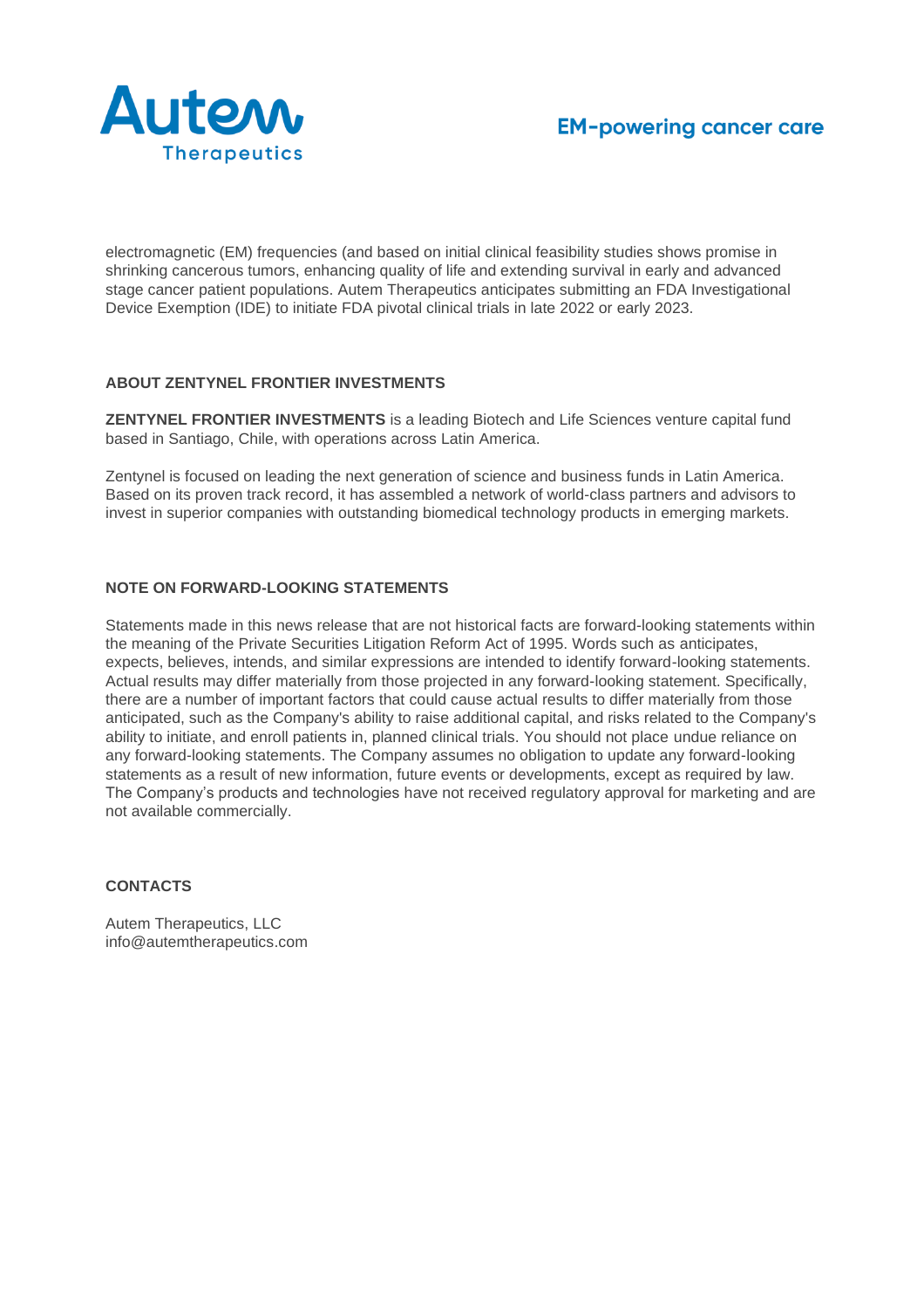electromagnetic (EM) frequencies (and based on initial clinical feasibility studies shows promise in shrinking cancerous tumors, enhancing quality of life and extending survival in early and advanced stage cancer patient populations. Autem Therapeutics anticipates submitting an FDA Investigational Device Exemption (IDE) to initiate FDA pivotal clinical trials in late 2022 or early 2023.

### ABOUT ZENTYNEL FRONTIER INVESTMENTS

**ZENTYNEL FRONTIER INVESTMENTS** is a leading Biotech and Life Sciences venture capital fund based in Santiago, Chile, with operations across Latin America.

Zentynel is focused on leading the next generation of science and business funds in Latin America. Based on its proven track record, it has assembled a network of world-class partners and advisors to invest in superior companies with outstanding biomedical technology products in emerging markets.

### NOTE ON FORWARD-LOOKING STATEMENTS

Statements made in this news release that are not historical facts are forward-looking statements within the meaning of the Private Securities Litigation Reform Act of 1995. Words such as anticipates, expects, believes, intends, and similar expressions are intended to identify forward-looking statements. Actual results may differ materially from those projected in any forward-looking statement. Specifically, there are a number of important factors that could cause actual results to differ materially from those anticipated, such as the Company's ability to raise additional capital, and risks related to the Company's ability to initiate, and enroll patients in, planned clinical trials. You should not place undue reliance on any forward-looking statements. The Company assumes no obligation to update any forward-looking statements as a result of new information, future events or developments, except as required by law. The Company’s products and technologies have not received regulatory approval for marketing and are not available commercially.

### CONTACTS

Autem Therapeutics, LLC
info@autemtherapeutics.com